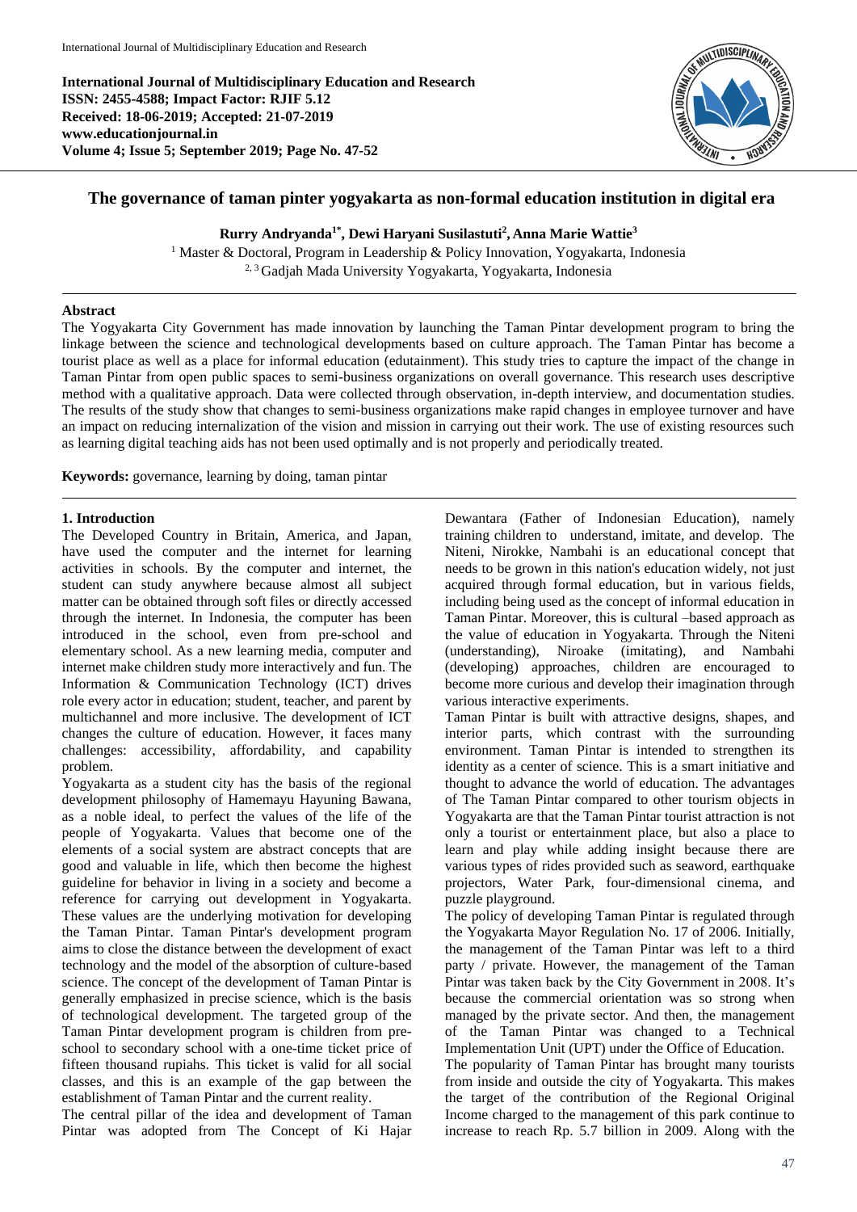# The governance of taman pinter yogyakarta as non-formal education institution in digital era

**Rurry Andryanda[1*], Dewi Haryani Susilastuti[2], Anna Marie Wattie[3]**

[1] Master & Doctoral, Program in Leadership & Policy Innovation, Yogyakarta, Indonesia
[2, 3] Gadjah Mada University Yogyakarta, Yogyakarta, Indonesia

## Abstract

The Yogyakarta City Government has made innovation by launching the Taman Pintar development program to bring the linkage between the science and technological developments based on culture approach. The Taman Pintar has become a tourist place as well as a place for informal education (edutainment). This study tries to capture the impact of the change in Taman Pintar from open public spaces to semi-business organizations on overall governance. This research uses descriptive method with a qualitative approach. Data were collected through observation, in-depth interview, and documentation studies. The results of the study show that changes to semi-business organizations make rapid changes in employee turnover and have an impact on reducing internalization of the vision and mission in carrying out their work. The use of existing resources such as learning digital teaching aids has not been used optimally and is not properly and periodically treated.

**Keywords:** governance, learning by doing, taman pintar

## 1. Introduction

The Developed Country in Britain, America, and Japan, have used the computer and the internet for learning activities in schools. By the computer and internet, the student can study anywhere because almost all subject matter can be obtained through soft files or directly accessed through the internet. In Indonesia, the computer has been introduced in the school, even from pre-school and elementary school. As a new learning media, computer and internet make children study more interactively and fun. The Information & Communication Technology (ICT) drives role every actor in education; student, teacher, and parent by multichannel and more inclusive. The development of ICT changes the culture of education. However, it faces many challenges: accessibility, affordability, and capability problem.

Yogyakarta as a student city has the basis of the regional development philosophy of Hamemayu Hayuning Bawana, as a noble ideal, to perfect the values of the life of the people of Yogyakarta. Values that become one of the elements of a social system are abstract concepts that are good and valuable in life, which then become the highest guideline for behavior in living in a society and become a reference for carrying out development in Yogyakarta. These values are the underlying motivation for developing the Taman Pintar. Taman Pintar's development program aims to close the distance between the development of exact technology and the model of the absorption of culture-based science. The concept of the development of Taman Pintar is generally emphasized in precise science, which is the basis of technological development. The targeted group of the Taman Pintar development program is children from pre-school to secondary school with a one-time ticket price of fifteen thousand rupiahs. This ticket is valid for all social classes, and this is an example of the gap between the establishment of Taman Pintar and the current reality.

The central pillar of the idea and development of Taman Pintar was adopted from The Concept of Ki Hajar Dewantara (Father of Indonesian Education), namely training children to understand, imitate, and develop. The Niteni, Nirokke, Nambahi is an educational concept that needs to be grown in this nation's education widely, not just acquired through formal education, but in various fields, including being used as the concept of informal education in Taman Pintar. Moreover, this is cultural –based approach as the value of education in Yogyakarta. Through the Niteni (understanding), Niroake (imitating), and Nambahi (developing) approaches, children are encouraged to become more curious and develop their imagination through various interactive experiments.

Taman Pintar is built with attractive designs, shapes, and interior parts, which contrast with the surrounding environment. Taman Pintar is intended to strengthen its identity as a center of science. This is a smart initiative and thought to advance the world of education. The advantages of The Taman Pintar compared to other tourism objects in Yogyakarta are that the Taman Pintar tourist attraction is not only a tourist or entertainment place, but also a place to learn and play while adding insight because there are various types of rides provided such as seaword, earthquake projectors, Water Park, four-dimensional cinema, and puzzle playground.

The policy of developing Taman Pintar is regulated through the Yogyakarta Mayor Regulation No. 17 of 2006. Initially, the management of the Taman Pintar was left to a third party / private. However, the management of the Taman Pintar was taken back by the City Government in 2008. It's because the commercial orientation was so strong when managed by the private sector. And then, the management of the Taman Pintar was changed to a Technical Implementation Unit (UPT) under the Office of Education.

The popularity of Taman Pintar has brought many tourists from inside and outside the city of Yogyakarta. This makes the target of the contribution of the Regional Original Income charged to the management of this park continue to increase to reach Rp. 5.7 billion in 2009. Along with the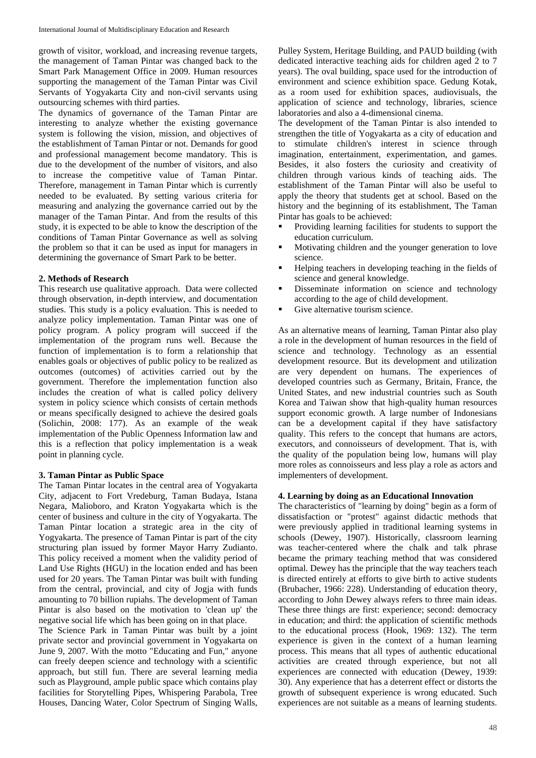growth of visitor, workload, and increasing revenue targets, the management of Taman Pintar was changed back to the Smart Park Management Office in 2009. Human resources supporting the management of the Taman Pintar was Civil Servants of Yogyakarta City and non-civil servants using outsourcing schemes with third parties.

The dynamics of governance of the Taman Pintar are interesting to analyze whether the existing governance system is following the vision, mission, and objectives of the establishment of Taman Pintar or not. Demands for good and professional management become mandatory. This is due to the development of the number of visitors, and also to increase the competitive value of Taman Pintar. Therefore, management in Taman Pintar which is currently needed to be evaluated. By setting various criteria for measuring and analyzing the governance carried out by the manager of the Taman Pintar. And from the results of this study, it is expected to be able to know the description of the conditions of Taman Pintar Governance as well as solving the problem so that it can be used as input for managers in determining the governance of Smart Park to be better.

## 2. Methods of Research

This research use qualitative approach. Data were collected through observation, in-depth interview, and documentation studies. This study is a policy evaluation. This is needed to analyze policy implementation. Taman Pintar was one of policy program. A policy program will succeed if the implementation of the program runs well. Because the function of implementation is to form a relationship that enables goals or objectives of public policy to be realized as outcomes (outcomes) of activities carried out by the government. Therefore the implementation function also includes the creation of what is called policy delivery system in policy science which consists of certain methods or means specifically designed to achieve the desired goals (Solichin, 2008: 177). As an example of the weak implementation of the Public Openness Information law and this is a reflection that policy implementation is a weak point in planning cycle.

## 3. Taman Pintar as Public Space

The Taman Pintar locates in the central area of Yogyakarta City, adjacent to Fort Vredeburg, Taman Budaya, Istana Negara, Malioboro, and Kraton Yogyakarta which is the center of business and culture in the city of Yogyakarta. The Taman Pintar location a strategic area in the city of Yogyakarta. The presence of Taman Pintar is part of the city structuring plan issued by former Mayor Harry Zudianto. This policy received a moment when the validity period of Land Use Rights (HGU) in the location ended and has been used for 20 years. The Taman Pintar was built with funding from the central, provincial, and city of Jogja with funds amounting to 70 billion rupiahs. The development of Taman Pintar is also based on the motivation to 'clean up' the negative social life which has been going on in that place.

The Science Park in Taman Pintar was built by a joint private sector and provincial government in Yogyakarta on June 9, 2007. With the motto "Educating and Fun," anyone can freely deepen science and technology with a scientific approach, but still fun. There are several learning media such as Playground, ample public space which contains play facilities for Storytelling Pipes, Whispering Parabola, Tree Houses, Dancing Water, Color Spectrum of Singing Walls, Pulley System, Heritage Building, and PAUD building (with dedicated interactive teaching aids for children aged 2 to 7 years). The oval building, space used for the introduction of environment and science exhibition space. Gedung Kotak, as a room used for exhibition spaces, audiovisuals, the application of science and technology, libraries, science laboratories and also a 4-dimensional cinema.

The development of the Taman Pintar is also intended to strengthen the title of Yogyakarta as a city of education and to stimulate children's interest in science through imagination, entertainment, experimentation, and games. Besides, it also fosters the curiosity and creativity of children through various kinds of teaching aids. The establishment of the Taman Pintar will also be useful to apply the theory that students get at school. Based on the history and the beginning of its establishment, The Taman Pintar has goals to be achieved:

- Providing learning facilities for students to support the education curriculum.
- Motivating children and the younger generation to love science.
- Helping teachers in developing teaching in the fields of science and general knowledge.
- Disseminate information on science and technology according to the age of child development.
- Give alternative tourism science.

As an alternative means of learning, Taman Pintar also play a role in the development of human resources in the field of science and technology. Technology as an essential development resource. But its development and utilization are very dependent on humans. The experiences of developed countries such as Germany, Britain, France, the United States, and new industrial countries such as South Korea and Taiwan show that high-quality human resources support economic growth. A large number of Indonesians can be a development capital if they have satisfactory quality. This refers to the concept that humans are actors, executors, and connoisseurs of development. That is, with the quality of the population being low, humans will play more roles as connoisseurs and less play a role as actors and implementers of development.

## 4. Learning by doing as an Educational Innovation

The characteristics of "learning by doing" begin as a form of dissatisfaction or "protest" against didactic methods that were previously applied in traditional learning systems in schools (Dewey, 1907). Historically, classroom learning was teacher-centered where the chalk and talk phrase became the primary teaching method that was considered optimal. Dewey has the principle that the way teachers teach is directed entirely at efforts to give birth to active students (Brubacher, 1966: 228). Understanding of education theory, according to John Dewey always refers to three main ideas. These three things are first: experience; second: democracy in education; and third: the application of scientific methods to the educational process (Hook, 1969: 132). The term experience is given in the context of a human learning process. This means that all types of authentic educational activities are created through experience, but not all experiences are connected with education (Dewey, 1939: 30). Any experience that has a deterrent effect or distorts the growth of subsequent experience is wrong educated. Such experiences are not suitable as a means of learning students.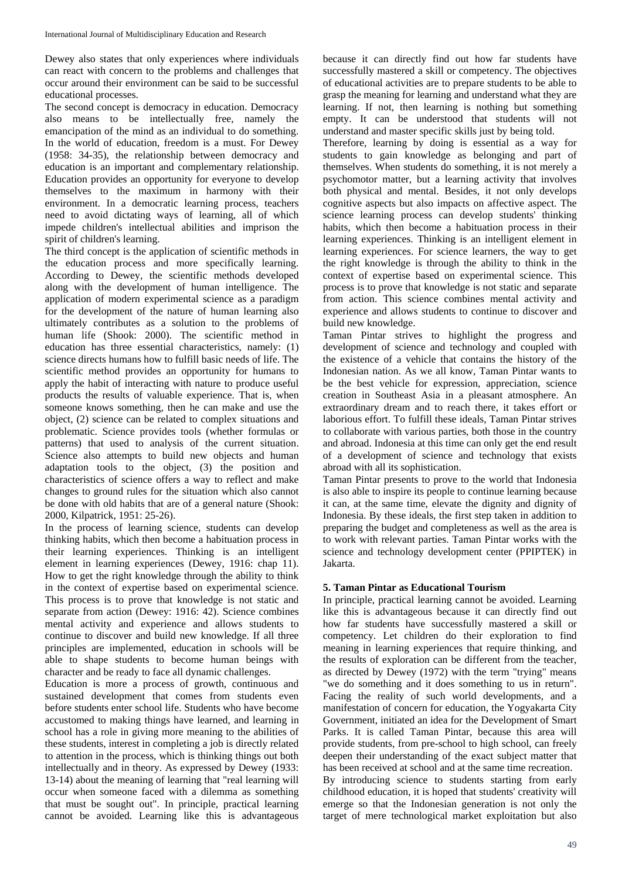Dewey also states that only experiences where individuals can react with concern to the problems and challenges that occur around their environment can be said to be successful educational processes.

The second concept is democracy in education. Democracy also means to be intellectually free, namely the emancipation of the mind as an individual to do something. In the world of education, freedom is a must. For Dewey (1958: 34-35), the relationship between democracy and education is an important and complementary relationship. Education provides an opportunity for everyone to develop themselves to the maximum in harmony with their environment. In a democratic learning process, teachers need to avoid dictating ways of learning, all of which impede children's intellectual abilities and imprison the spirit of children's learning.

The third concept is the application of scientific methods in the education process and more specifically learning. According to Dewey, the scientific methods developed along with the development of human intelligence. The application of modern experimental science as a paradigm for the development of the nature of human learning also ultimately contributes as a solution to the problems of human life (Shook: 2000). The scientific method in education has three essential characteristics, namely: (1) science directs humans how to fulfill basic needs of life. The scientific method provides an opportunity for humans to apply the habit of interacting with nature to produce useful products the results of valuable experience. That is, when someone knows something, then he can make and use the object, (2) science can be related to complex situations and problematic. Science provides tools (whether formulas or patterns) that used to analysis of the current situation. Science also attempts to build new objects and human adaptation tools to the object, (3) the position and characteristics of science offers a way to reflect and make changes to ground rules for the situation which also cannot be done with old habits that are of a general nature (Shook: 2000, Kilpatrick, 1951: 25-26).

In the process of learning science, students can develop thinking habits, which then become a habituation process in their learning experiences. Thinking is an intelligent element in learning experiences (Dewey, 1916: chap 11). How to get the right knowledge through the ability to think in the context of expertise based on experimental science. This process is to prove that knowledge is not static and separate from action (Dewey: 1916: 42). Science combines mental activity and experience and allows students to continue to discover and build new knowledge. If all three principles are implemented, education in schools will be able to shape students to become human beings with character and be ready to face all dynamic challenges.

Education is more a process of growth, continuous and sustained development that comes from students even before students enter school life. Students who have become accustomed to making things have learned, and learning in school has a role in giving more meaning to the abilities of these students, interest in completing a job is directly related to attention in the process, which is thinking things out both intellectually and in theory. As expressed by Dewey (1933: 13-14) about the meaning of learning that "real learning will occur when someone faced with a dilemma as something that must be sought out". In principle, practical learning cannot be avoided. Learning like this is advantageous because it can directly find out how far students have successfully mastered a skill or competency. The objectives of educational activities are to prepare students to be able to grasp the meaning for learning and understand what they are learning. If not, then learning is nothing but something empty. It can be understood that students will not understand and master specific skills just by being told.

Therefore, learning by doing is essential as a way for students to gain knowledge as belonging and part of themselves. When students do something, it is not merely a psychomotor matter, but a learning activity that involves both physical and mental. Besides, it not only develops cognitive aspects but also impacts on affective aspect. The science learning process can develop students' thinking habits, which then become a habituation process in their learning experiences. Thinking is an intelligent element in learning experiences. For science learners, the way to get the right knowledge is through the ability to think in the context of expertise based on experimental science. This process is to prove that knowledge is not static and separate from action. This science combines mental activity and experience and allows students to continue to discover and build new knowledge.

Taman Pintar strives to highlight the progress and development of science and technology and coupled with the existence of a vehicle that contains the history of the Indonesian nation. As we all know, Taman Pintar wants to be the best vehicle for expression, appreciation, science creation in Southeast Asia in a pleasant atmosphere. An extraordinary dream and to reach there, it takes effort or laborious effort. To fulfill these ideals, Taman Pintar strives to collaborate with various parties, both those in the country and abroad. Indonesia at this time can only get the end result of a development of science and technology that exists abroad with all its sophistication.

Taman Pintar presents to prove to the world that Indonesia is also able to inspire its people to continue learning because it can, at the same time, elevate the dignity and dignity of Indonesia. By these ideals, the first step taken in addition to preparing the budget and completeness as well as the area is to work with relevant parties. Taman Pintar works with the science and technology development center (PPIPTEK) in Jakarta.

## 5. Taman Pintar as Educational Tourism

In principle, practical learning cannot be avoided. Learning like this is advantageous because it can directly find out how far students have successfully mastered a skill or competency. Let children do their exploration to find meaning in learning experiences that require thinking, and the results of exploration can be different from the teacher, as directed by Dewey (1972) with the term "trying" means "we do something and it does something to us in return". Facing the reality of such world developments, and a manifestation of concern for education, the Yogyakarta City Government, initiated an idea for the Development of Smart Parks. It is called Taman Pintar, because this area will provide students, from pre-school to high school, can freely deepen their understanding of the exact subject matter that has been received at school and at the same time recreation.

By introducing science to students starting from early childhood education, it is hoped that students' creativity will emerge so that the Indonesian generation is not only the target of mere technological market exploitation but also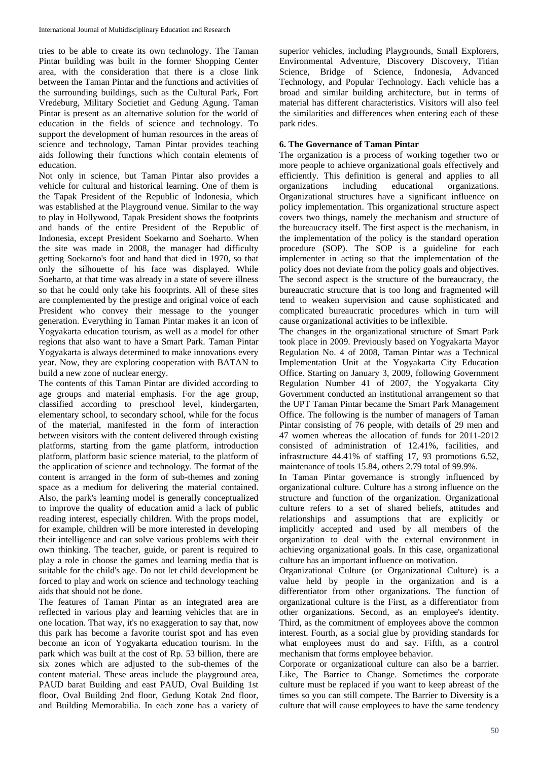tries to be able to create its own technology. The Taman Pintar building was built in the former Shopping Center area, with the consideration that there is a close link between the Taman Pintar and the functions and activities of the surrounding buildings, such as the Cultural Park, Fort Vredeburg, Military Societiet and Gedung Agung. Taman Pintar is present as an alternative solution for the world of education in the fields of science and technology. To support the development of human resources in the areas of science and technology, Taman Pintar provides teaching aids following their functions which contain elements of education.

Not only in science, but Taman Pintar also provides a vehicle for cultural and historical learning. One of them is the Tapak President of the Republic of Indonesia, which was established at the Playground venue. Similar to the way to play in Hollywood, Tapak President shows the footprints and hands of the entire President of the Republic of Indonesia, except President Soekarno and Soeharto. When the site was made in 2008, the manager had difficulty getting Soekarno's foot and hand that died in 1970, so that only the silhouette of his face was displayed. While Soeharto, at that time was already in a state of severe illness so that he could only take his footprints. All of these sites are complemented by the prestige and original voice of each President who convey their message to the younger generation. Everything in Taman Pintar makes it an icon of Yogyakarta education tourism, as well as a model for other regions that also want to have a Smart Park. Taman Pintar Yogyakarta is always determined to make innovations every year. Now, they are exploring cooperation with BATAN to build a new zone of nuclear energy.

The contents of this Taman Pintar are divided according to age groups and material emphasis. For the age group, classified according to preschool level, kindergarten, elementary school, to secondary school, while for the focus of the material, manifested in the form of interaction between visitors with the content delivered through existing platforms, starting from the game platform, introduction platform, platform basic science material, to the platform of the application of science and technology. The format of the content is arranged in the form of sub-themes and zoning space as a medium for delivering the material contained. Also, the park's learning model is generally conceptualized to improve the quality of education amid a lack of public reading interest, especially children. With the props model, for example, children will be more interested in developing their intelligence and can solve various problems with their own thinking. The teacher, guide, or parent is required to play a role in choose the games and learning media that is suitable for the child's age. Do not let child development be forced to play and work on science and technology teaching aids that should not be done.

The features of Taman Pintar as an integrated area are reflected in various play and learning vehicles that are in one location. That way, it's no exaggeration to say that, now this park has become a favorite tourist spot and has even become an icon of Yogyakarta education tourism. In the park which was built at the cost of Rp. 53 billion, there are six zones which are adjusted to the sub-themes of the content material. These areas include the playground area, PAUD barat Building and east PAUD, Oval Building 1st floor, Oval Building 2nd floor, Gedung Kotak 2nd floor, and Building Memorabilia. In each zone has a variety of superior vehicles, including Playgrounds, Small Explorers, Environmental Adventure, Discovery Discovery, Titian Science, Bridge of Science, Indonesia, Advanced Technology, and Popular Technology. Each vehicle has a broad and similar building architecture, but in terms of material has different characteristics. Visitors will also feel the similarities and differences when entering each of these park rides.

### 6. The Governance of Taman Pintar

The organization is a process of working together two or more people to achieve organizational goals effectively and efficiently. This definition is general and applies to all organizations including educational organizations. Organizational structures have a significant influence on policy implementation. This organizational structure aspect covers two things, namely the mechanism and structure of the bureaucracy itself. The first aspect is the mechanism, in the implementation of the policy is the standard operation procedure (SOP). The SOP is a guideline for each implementer in acting so that the implementation of the policy does not deviate from the policy goals and objectives. The second aspect is the structure of the bureaucracy, the bureaucratic structure that is too long and fragmented will tend to weaken supervision and cause sophisticated and complicated bureaucratic procedures which in turn will cause organizational activities to be inflexible.

The changes in the organizational structure of Smart Park took place in 2009. Previously based on Yogyakarta Mayor Regulation No. 4 of 2008, Taman Pintar was a Technical Implementation Unit at the Yogyakarta City Education Office. Starting on January 3, 2009, following Government Regulation Number 41 of 2007, the Yogyakarta City Government conducted an institutional arrangement so that the UPT Taman Pintar became the Smart Park Management Office. The following is the number of managers of Taman Pintar consisting of 76 people, with details of 29 men and 47 women whereas the allocation of funds for 2011-2012 consisted of administration of 12.41%, facilities, and infrastructure 44.41% of staffing 17, 93 promotions 6.52, maintenance of tools 15.84, others 2.79 total of 99.9%.

In Taman Pintar governance is strongly influenced by organizational culture. Culture has a strong influence on the structure and function of the organization. Organizational culture refers to a set of shared beliefs, attitudes and relationships and assumptions that are explicitly or implicitly accepted and used by all members of the organization to deal with the external environment in achieving organizational goals. In this case, organizational culture has an important influence on motivation.

Organizational Culture (or Organizational Culture) is a value held by people in the organization and is a differentiator from other organizations. The function of organizational culture is the First, as a differentiator from other organizations. Second, as an employee's identity. Third, as the commitment of employees above the common interest. Fourth, as a social glue by providing standards for what employees must do and say. Fifth, as a control mechanism that forms employee behavior.

Corporate or organizational culture can also be a barrier. Like, The Barrier to Change. Sometimes the corporate culture must be replaced if you want to keep abreast of the times so you can still compete. The Barrier to Diversity is a culture that will cause employees to have the same tendency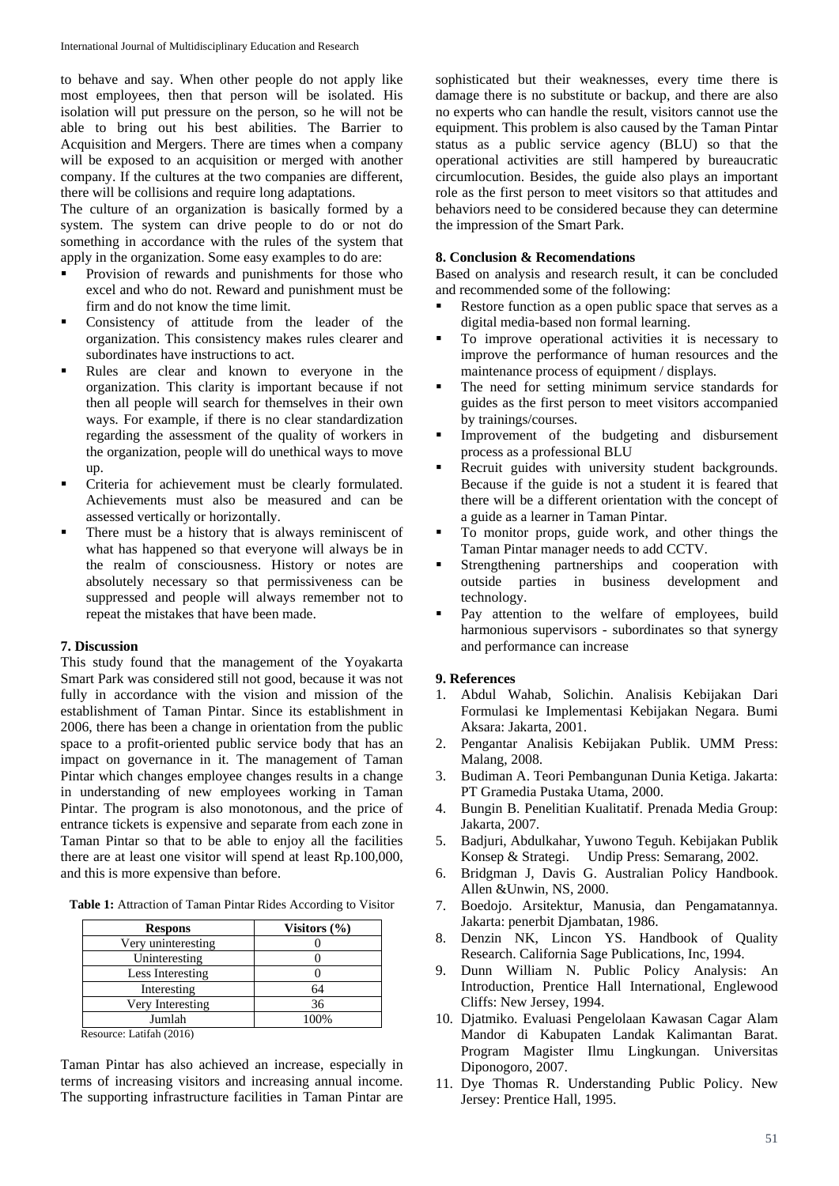to behave and say. When other people do not apply like most employees, then that person will be isolated. His isolation will put pressure on the person, so he will not be able to bring out his best abilities. The Barrier to Acquisition and Mergers. There are times when a company will be exposed to an acquisition or merged with another company. If the cultures at the two companies are different, there will be collisions and require long adaptations.

The culture of an organization is basically formed by a system. The system can drive people to do or not do something in accordance with the rules of the system that apply in the organization. Some easy examples to do are:

- Provision of rewards and punishments for those who excel and who do not. Reward and punishment must be firm and do not know the time limit.
- Consistency of attitude from the leader of the organization. This consistency makes rules clearer and subordinates have instructions to act.
- Rules are clear and known to everyone in the organization. This clarity is important because if not then all people will search for themselves in their own ways. For example, if there is no clear standardization regarding the assessment of the quality of workers in the organization, people will do unethical ways to move up.
- Criteria for achievement must be clearly formulated. Achievements must also be measured and can be assessed vertically or horizontally.
- There must be a history that is always reminiscent of what has happened so that everyone will always be in the realm of consciousness. History or notes are absolutely necessary so that permissiveness can be suppressed and people will always remember not to repeat the mistakes that have been made.

### 7. Discussion

This study found that the management of the Yoyakarta Smart Park was considered still not good, because it was not fully in accordance with the vision and mission of the establishment of Taman Pintar. Since its establishment in 2006, there has been a change in orientation from the public space to a profit-oriented public service body that has an impact on governance in it. The management of Taman Pintar which changes employee changes results in a change in understanding of new employees working in Taman Pintar. The program is also monotonous, and the price of entrance tickets is expensive and separate from each zone in Taman Pintar so that to be able to enjoy all the facilities there are at least one visitor will spend at least Rp.100,000, and this is more expensive than before.

**Table 1:** Attraction of Taman Pintar Rides According to Visitor

| Respons | Visitors (%) |
|---|---|
| Very uninteresting | 0 |
| Uninteresting | 0 |
| Less Interesting | 0 |
| Interesting | 64 |
| Very Interesting | 36 |
| Jumlah | 100% |

Resource: Latifah (2016)

Taman Pintar has also achieved an increase, especially in terms of increasing visitors and increasing annual income. The supporting infrastructure facilities in Taman Pintar are sophisticated but their weaknesses, every time there is damage there is no substitute or backup, and there are also no experts who can handle the result, visitors cannot use the equipment. This problem is also caused by the Taman Pintar status as a public service agency (BLU) so that the operational activities are still hampered by bureaucratic circumlocution. Besides, the guide also plays an important role as the first person to meet visitors so that attitudes and behaviors need to be considered because they can determine the impression of the Smart Park.

### 8. Conclusion & Recomendations

Based on analysis and research result, it can be concluded and recommended some of the following:

- Restore function as a open public space that serves as a digital media-based non formal learning.
- To improve operational activities it is necessary to improve the performance of human resources and the maintenance process of equipment / displays.
- The need for setting minimum service standards for guides as the first person to meet visitors accompanied by trainings/courses.
- Improvement of the budgeting and disbursement process as a professional BLU
- Recruit guides with university student backgrounds. Because if the guide is not a student it is feared that there will be a different orientation with the concept of a guide as a learner in Taman Pintar.
- To monitor props, guide work, and other things the Taman Pintar manager needs to add CCTV.
- Strengthening partnerships and cooperation with outside parties in business development and technology.
- Pay attention to the welfare of employees, build harmonious supervisors - subordinates so that synergy and performance can increase

### 9. References

1. Abdul Wahab, Solichin. Analisis Kebijakan Dari Formulasi ke Implementasi Kebijakan Negara. Bumi Aksara: Jakarta, 2001.
2. Pengantar Analisis Kebijakan Publik. UMM Press: Malang, 2008.
3. Budiman A. Teori Pembangunan Dunia Ketiga. Jakarta: PT Gramedia Pustaka Utama, 2000.
4. Bungin B. Penelitian Kualitatif. Prenada Media Group: Jakarta, 2007.
5. Badjuri, Abdulkahar, Yuwono Teguh. Kebijakan Publik Konsep & Strategi. Undip Press: Semarang, 2002.
6. Bridgman J, Davis G. Australian Policy Handbook. Allen &Unwin, NS, 2000.
7. Boedojo. Arsitektur, Manusia, dan Pengamatannya. Jakarta: penerbit Djambatan, 1986.
8. Denzin NK, Lincon YS. Handbook of Quality Research. California Sage Publications, Inc, 1994.
9. Dunn William N. Public Policy Analysis: An Introduction, Prentice Hall International, Englewood Cliffs: New Jersey, 1994.
10. Djatmiko. Evaluasi Pengelolaan Kawasan Cagar Alam Mandor di Kabupaten Landak Kalimantan Barat. Program Magister Ilmu Lingkungan. Universitas Diponogoro, 2007.
11. Dye Thomas R. Understanding Public Policy. New Jersey: Prentice Hall, 1995.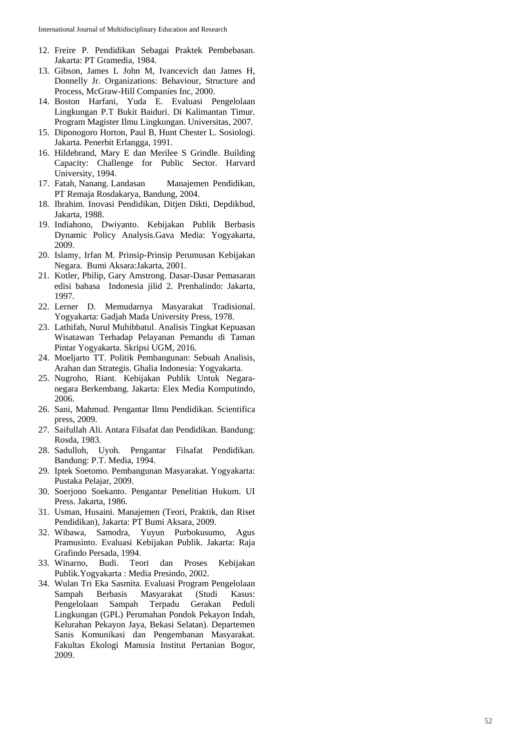12. Freire P. Pendidikan Sebagai Praktek Pembebasan. Jakarta: PT Gramedia, 1984.
13. Gibson, James L John M, Ivancevich dan James H, Donnelly Jr. Organizations: Behaviour, Structure and Process, McGraw-Hill Companies Inc, 2000.
14. Boston Harfani, Yuda E. Evaluasi Pengelolaan Lingkungan P.T Bukit Baiduri. Di Kalimantan Timur. Program Magister Ilmu Lingkungan. Universitas, 2007.
15. Diponogoro Horton, Paul B, Hunt Chester L. Sosiologi. Jakarta. Penerbit Erlangga, 1991.
16. Hildebrand, Mary E dan Merilee S Grindle. Building Capacity: Challenge for Public Sector. Harvard University, 1994.
17. Fatah, Nanang. Landasan Manajemen Pendidikan, PT Remaja Rosdakarya, Bandung, 2004.
18. Ibrahim. Inovasi Pendidikan, Ditjen Dikti, Depdikbud, Jakarta, 1988.
19. Indiahono, Dwiyanto. Kebijakan Publik Berbasis Dynamic Policy Analysis.Gava Media: Yogyakarta, 2009.
20. Islamy, Irfan M. Prinsip-Prinsip Perumusan Kebijakan Negara. Bumi Aksara:Jakarta, 2001.
21. Kotler, Philip, Gary Amstrong. Dasar-Dasar Pemasaran edisi bahasa Indonesia jilid 2. Prenhalindo: Jakarta, 1997.
22. Lerner D. Memudarnya Masyarakat Tradisional. Yogyakarta: Gadjah Mada University Press, 1978.
23. Lathifah, Nurul Muhibbatul. Analisis Tingkat Kepuasan Wisatawan Terhadap Pelayanan Pemandu di Taman Pintar Yogyakarta. Skripsi UGM, 2016.
24. Moeljarto TT. Politik Pembangunan: Sebuah Analisis, Arahan dan Strategis. Ghalia Indonesia: Yogyakarta.
25. Nugroho, Riant. Kebijakan Publik Untuk Negara-negara Berkembang. Jakarta: Elex Media Komputindo, 2006.
26. Sani, Mahmud. Pengantar Ilmu Pendidikan. Scientifica press, 2009.
27. Saifullah Ali. Antara Filsafat dan Pendidikan. Bandung: Rosda, 1983.
28. Sadulloh, Uyoh. Pengantar Filsafat Pendidikan. Bandung: P.T. Media, 1994.
29. Iptek Soetomo. Pembangunan Masyarakat. Yogyakarta: Pustaka Pelajar, 2009.
30. Soerjono Soekanto. Pengantar Penelitian Hukum. UI Press. Jakarta, 1986.
31. Usman, Husaini. Manajemen (Teori, Praktik, dan Riset Pendidikan), Jakarta: PT Bumi Aksara, 2009.
32. Wibawa, Samodra, Yuyun Purbokusumo, Agus Pramusinto. Evaluasi Kebijakan Publik. Jakarta: Raja Grafindo Persada, 1994.
33. Winarno, Budi. Teori dan Proses Kebijakan Publik.Yogyakarta : Media Presindo, 2002.
34. Wulan Tri Eka Sasmita. Evaluasi Program Pengelolaan Sampah Berbasis Masyarakat (Studi Kasus: Pengelolaan Sampah Terpadu Gerakan Peduli Lingkungan (GPL) Perumahan Pondok Pekayon Indah, Kelurahan Pekayon Jaya, Bekasi Selatan). Departemen Sanis Komunikasi dan Pengembanan Masyarakat. Fakultas Ekologi Manusia Institut Pertanian Bogor, 2009.